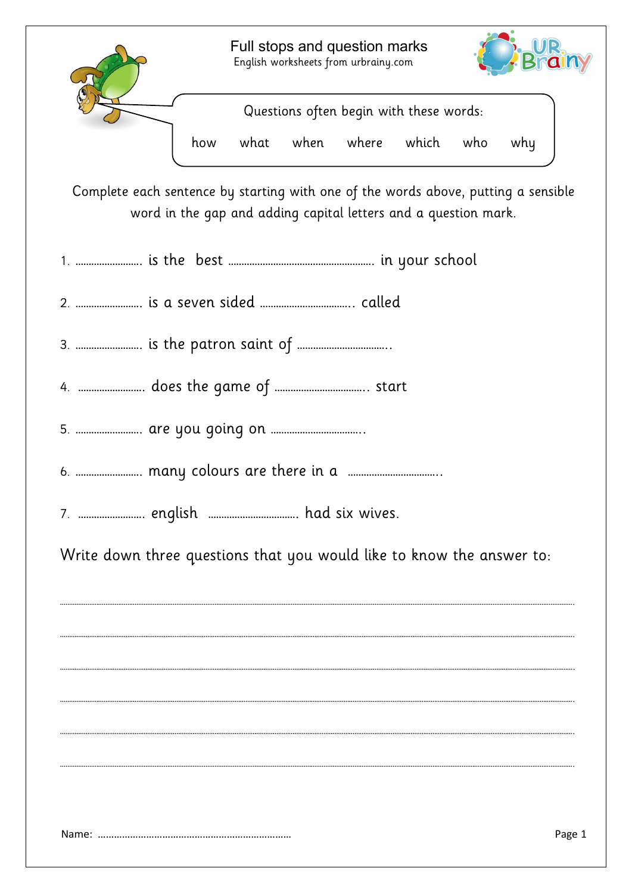# Full stops and question marks

English worksheets from urbrainy.com

Questions often begin with these words:

how what when where which who why

Complete each sentence by starting with one of the words above, putting a sensible word in the gap and adding capital letters and a question mark.

1. ........................ is the best ........................................................ in your school
2. ........................ is a seven sided .................................... called
3. ........................ is the patron saint of ....................................
4. ........................ does the game of .................................... start
5. ........................ are you going on ....................................
6. ........................ many colours are there in a ....................................
7. ........................ english .................................... had six wives.

Write down three questions that you would like to know the answer to:

.............................................................................................................................

.............................................................................................................................

.............................................................................................................................

.............................................................................................................................

.............................................................................................................................

.............................................................................................................................

Name: ........................................................................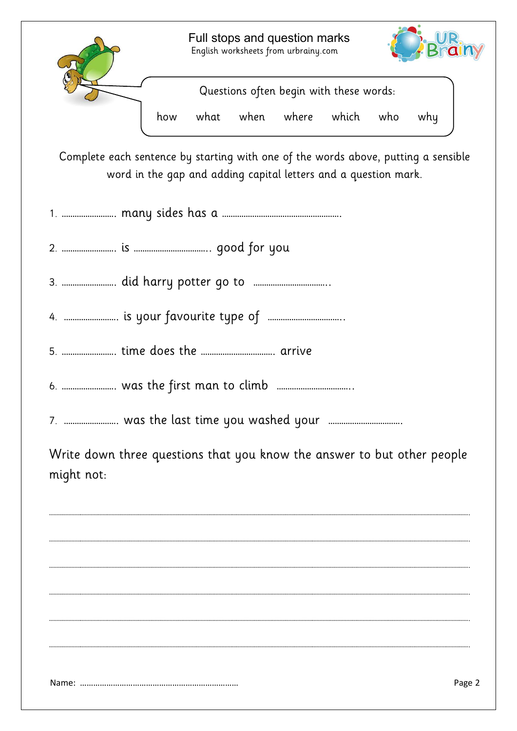# Full stops and question marks

English worksheets from urbrainy.com

Questions often begin with these words:

how what when where which who why

Complete each sentence by starting with one of the words above, putting a sensible word in the gap and adding capital letters and a question mark.

1. ........................ many sides has a .......................................................
2. ........................ is .................................. good for you
3. ........................ did harry potter go to ..................................
4. ........................ is your favourite type of ..................................
5. ........................ time does the .................................. arrive
6. ........................ was the first man to climb ..................................
7. ........................ was the last time you washed your ..................................

Write down three questions that you know the answer to but other people might not:

..........................................................................................................................................

..........................................................................................................................................

..........................................................................................................................................

..........................................................................................................................................

..........................................................................................................................................

..........................................................................................................................................

Name: ........................................................................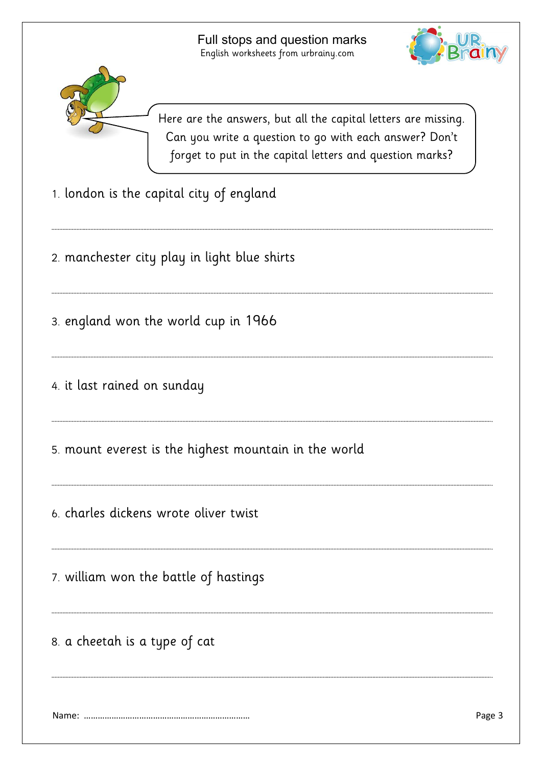# Full stops and question marks

English worksheets from urbrainy.com

Here are the answers, but all the capital letters are missing. Can you write a question to go with each answer? Don't forget to put in the capital letters and question marks?

1. london is the capital city of england

   ..................................................................................................................

2. manchester city play in light blue shirts

   ..................................................................................................................

3. england won the world cup in 1966

   ..................................................................................................................

4. it last rained on sunday

   ..................................................................................................................

5. mount everest is the highest mountain in the world

   ..................................................................................................................

6. charles dickens wrote oliver twist

   ..................................................................................................................

7. william won the battle of hastings

   ..................................................................................................................

8. a cheetah is a type of cat

   ..................................................................................................................

Name: ......................................................................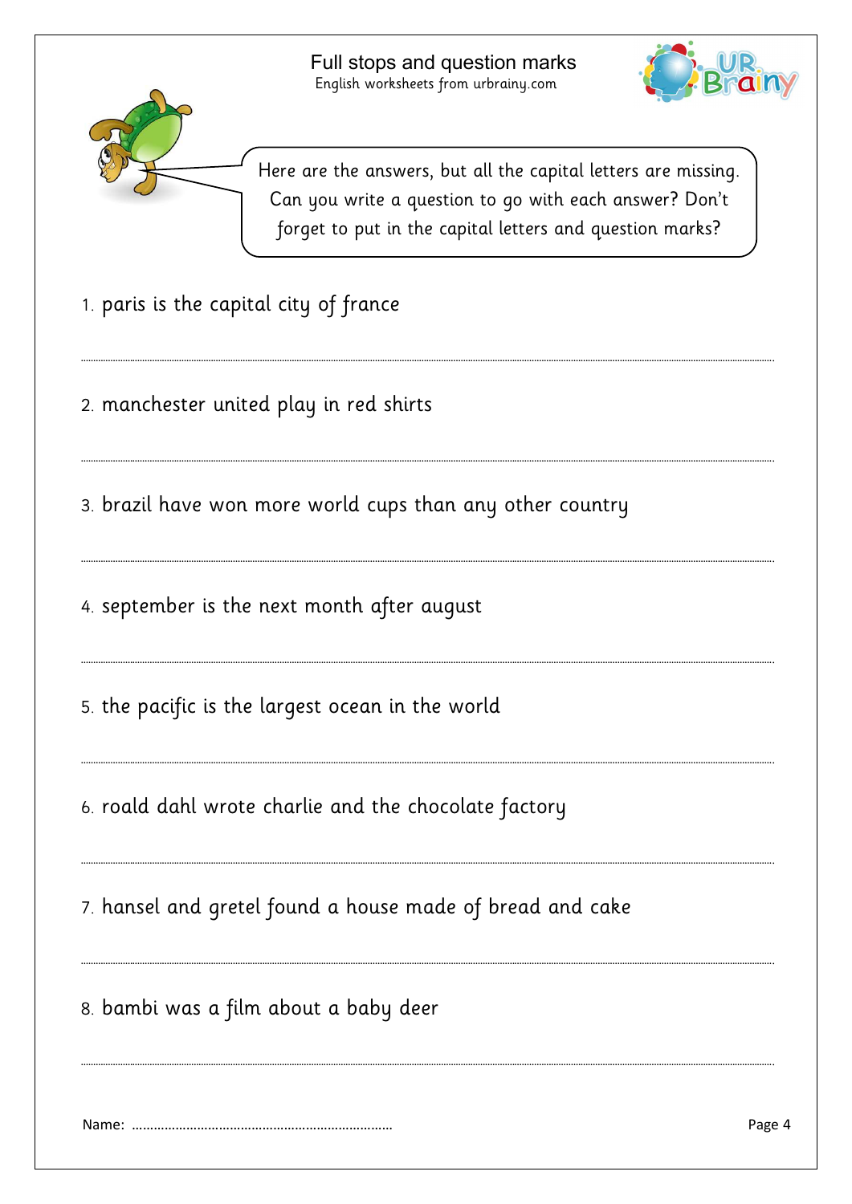# Full stops and question marks

English worksheets from urbrainy.com

Here are the answers, but all the capital letters are missing. Can you write a question to go with each answer? Don't forget to put in the capital letters and question marks?

1. paris is the capital city of france

   ..........................................................................................................

2. manchester united play in red shirts

   ..........................................................................................................

3. brazil have won more world cups than any other country

   ..........................................................................................................

4. september is the next month after august

   ..........................................................................................................

5. the pacific is the largest ocean in the world

   ..........................................................................................................

6. roald dahl wrote charlie and the chocolate factory

   ..........................................................................................................

7. hansel and gretel found a house made of bread and cake

   ..........................................................................................................

8. bambi was a film about a baby deer

   ..........................................................................................................

Name: ........................................................................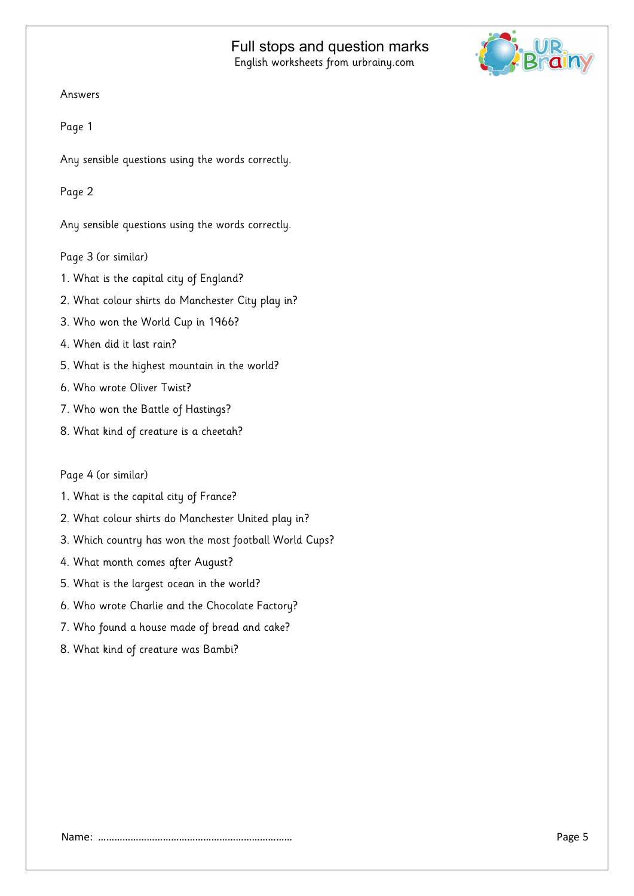Answers

Page 1

Any sensible questions using the words correctly.

Page 2

Any sensible questions using the words correctly.

Page 3 (or similar)

1. What is the capital city of England?
2. What colour shirts do Manchester City play in?
3. Who won the World Cup in 1966?
4. When did it last rain?
5. What is the highest mountain in the world?
6. Who wrote Oliver Twist?
7. Who won the Battle of Hastings?
8. What kind of creature is a cheetah?

Page 4 (or similar)

1. What is the capital city of France?
2. What colour shirts do Manchester United play in?
3. Which country has won the most football World Cups?
4. What month comes after August?
5. What is the largest ocean in the world?
6. Who wrote Charlie and the Chocolate Factory?
7. Who found a house made of bread and cake?
8. What kind of creature was Bambi?

Name: ………………………………………………………………